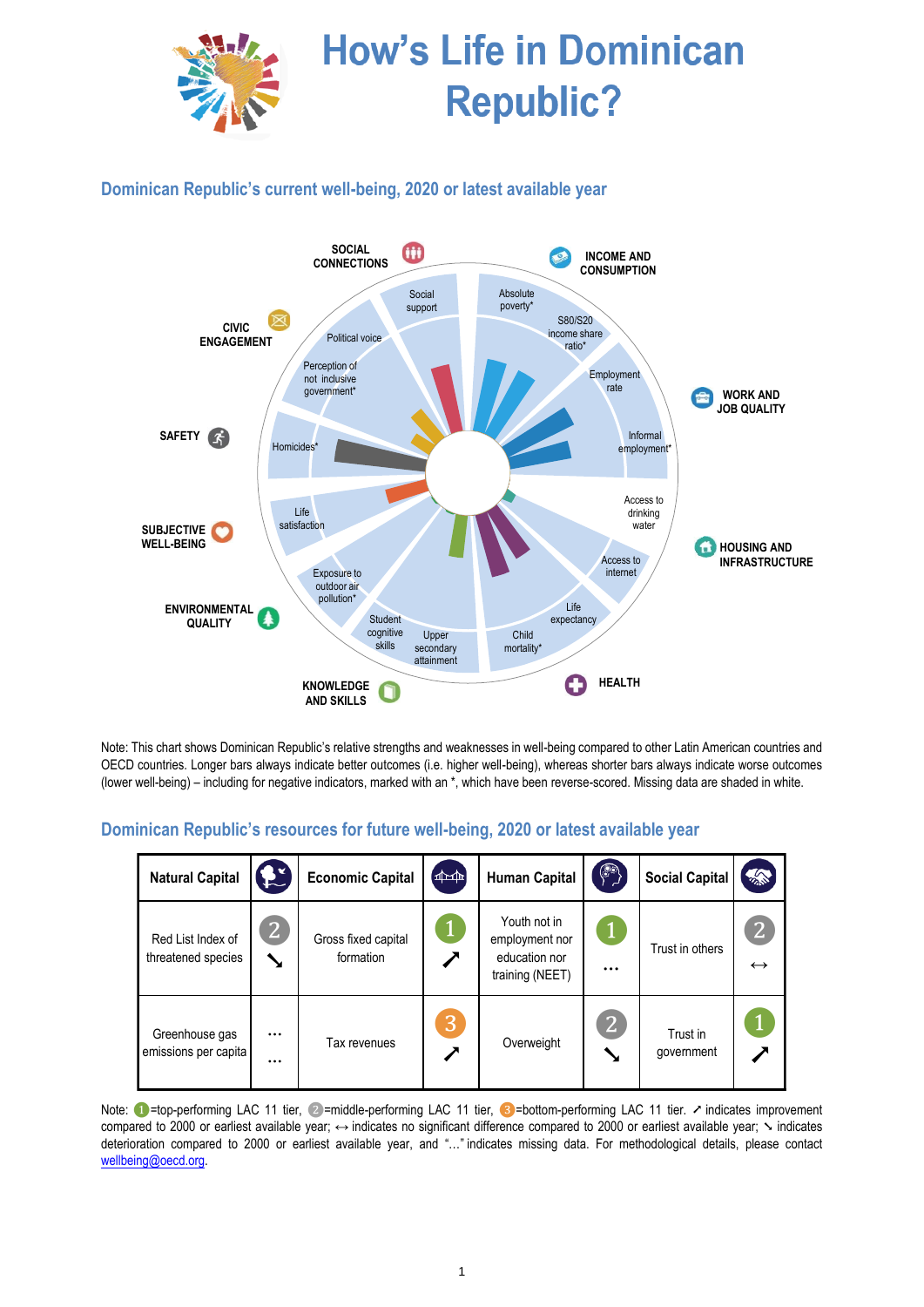# How's Life in Dominican Republic?

## Dominican Republic's current well-being, 2020 or latest available year

SOCIAL CONNECTIONS
Social support

INCOME AND CONSUMPTION
Absolute poverty*
S80/S20 income share ratio*

WORK AND JOB QUALITY
Employment rate
Informal employment*

HOUSING AND INFRASTRUCTURE
Access to drinking water
Access to internet

HEALTH
Life expectancy
Child mortality*

KNOWLEDGE AND SKILLS
Upper secondary attainment
Student cognitive skills

ENVIRONMENTAL QUALITY
Exposure to outdoor air pollution*

SUBJECTIVE WELL-BEING
Life satisfaction

SAFETY
Homicides*

CIVIC ENGAGEMENT
Perception of not inclusive government*
Political voice

Note: This chart shows Dominican Republic's relative strengths and weaknesses in well-being compared to other Latin American countries and OECD countries. Longer bars always indicate better outcomes (i.e. higher well-being), whereas shorter bars always indicate worse outcomes (lower well-being) – including for negative indicators, marked with an *, which have been reverse-scored. Missing data are shaded in white.

## Dominican Republic's resources for future well-being, 2020 or latest available year

| Natural Capital | | Economic Capital | | Human Capital | | Social Capital | |
|---|---|---|---|---|---|---|---|
| Red List Index of threatened species | 2 ↘ | Gross fixed capital formation | 1 ↗ | Youth not in employment nor education nor training (NEET) | 1 … | Trust in others | 2 ↔ |
| Greenhouse gas emissions per capita | … … | Tax revenues | 3 ↗ | Overweight | 2 ↘ | Trust in government | 1 ↗ |

Note: 1=top-performing LAC 11 tier, 2=middle-performing LAC 11 tier, 3=bottom-performing LAC 11 tier. ↗ indicates improvement compared to 2000 or earliest available year; ↔ indicates no significant difference compared to 2000 or earliest available year; ↘ indicates deterioration compared to 2000 or earliest available year, and "…" indicates missing data. For methodological details, please contact wellbeing@oecd.org.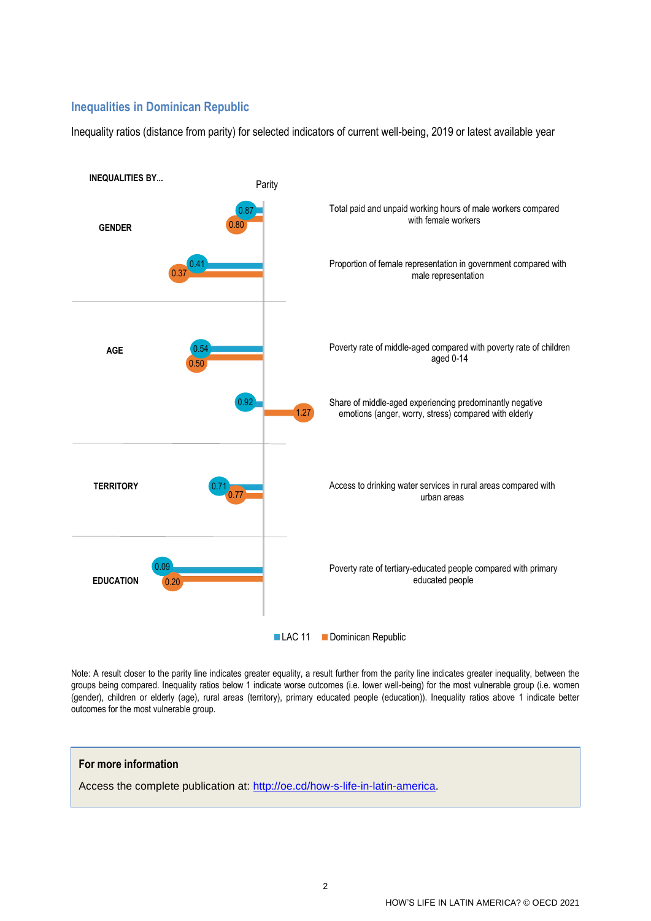## Inequalities in Dominican Republic

Inequality ratios (distance from parity) for selected indicators of current well-being, 2019 or latest available year

INEQUALITIES BY...

Parity

GENDER

0.87
0.80
Total paid and unpaid working hours of male workers compared with female workers

0.41
0.37
Proportion of female representation in government compared with male representation

AGE

0.54
0.50
Poverty rate of middle-aged compared with poverty rate of children aged 0-14

0.92
1.27
Share of middle-aged experiencing predominantly negative emotions (anger, worry, stress) compared with elderly

TERRITORY

0.71
0.77
Access to drinking water services in rural areas compared with urban areas

EDUCATION

0.09
0.20
Poverty rate of tertiary-educated people compared with primary educated people

LAC 11
Dominican Republic

Note: A result closer to the parity line indicates greater equality, a result further from the parity line indicates greater inequality, between the groups being compared. Inequality ratios below 1 indicate worse outcomes (i.e. lower well-being) for the most vulnerable group (i.e. women (gender), children or elderly (age), rural areas (territory), primary educated people (education)). Inequality ratios above 1 indicate better outcomes for the most vulnerable group.

**For more information**

Access the complete publication at: http://oe.cd/how-s-life-in-latin-america.